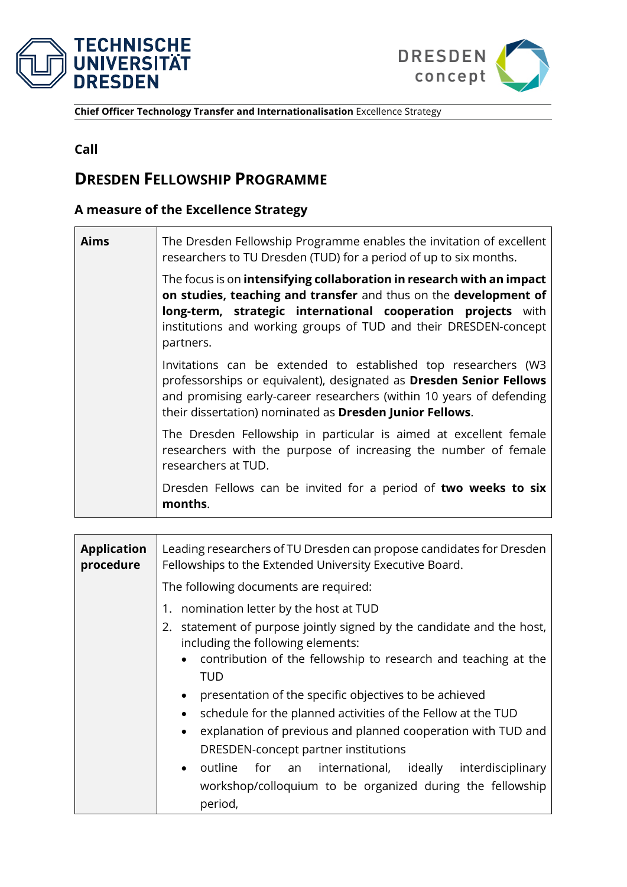**Chief Officer Technology Transfer and Internationalisation** Excellence Strategy

**Call**

# DRESDEN FELLOWSHIP PROGRAMME

### A measure of the Excellence Strategy

| | |
|---|---|
| **Aims** | The Dresden Fellowship Programme enables the invitation of excellent researchers to TU Dresden (TUD) for a period of up to six months.<br><br>The focus is on **intensifying collaboration in research with an impact on studies, teaching and transfer** and thus on the **development of long-term, strategic international cooperation projects** with institutions and working groups of TUD and their DRESDEN-concept partners.<br><br>Invitations can be extended to established top researchers (W3 professorships or equivalent), designated as **Dresden Senior Fellows** and promising early-career researchers (within 10 years of defending their dissertation) nominated as **Dresden Junior Fellows**.<br><br>The Dresden Fellowship in particular is aimed at excellent female researchers with the purpose of increasing the number of female researchers at TUD.<br><br>Dresden Fellows can be invited for a period of **two weeks to six months**. |

| | |
|---|---|
| **Application procedure** | Leading researchers of TU Dresden can propose candidates for Dresden Fellowships to the Extended University Executive Board.<br><br>The following documents are required:<br><br>1. nomination letter by the host at TUD<br>2. statement of purpose jointly signed by the candidate and the host, including the following elements:<br>• contribution of the fellowship to research and teaching at the TUD<br>• presentation of the specific objectives to be achieved<br>• schedule for the planned activities of the Fellow at the TUD<br>• explanation of previous and planned cooperation with TUD and DRESDEN-concept partner institutions<br>• outline for an international, ideally interdisciplinary workshop/colloquium to be organized during the fellowship period, |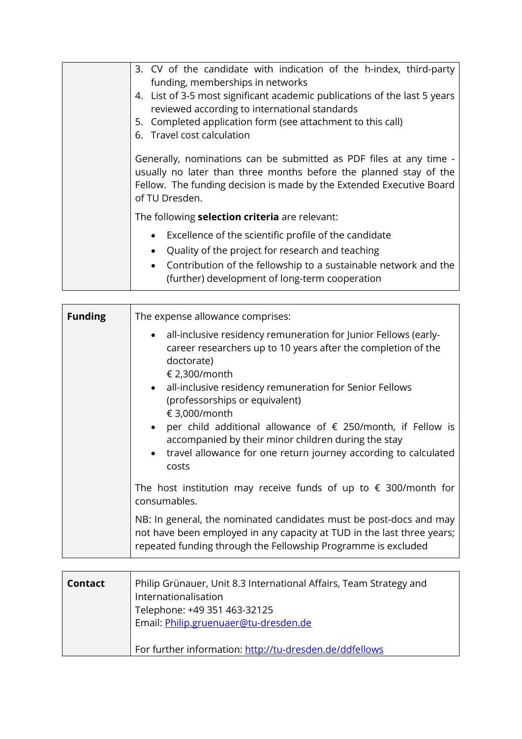| | |
|---|---|
| | 3. CV of the candidate with indication of the h-index, third-party funding, memberships in networks<br>4. List of 3-5 most significant academic publications of the last 5 years reviewed according to international standards<br>5. Completed application form (see attachment to this call)<br>6. Travel cost calculation<br><br>Generally, nominations can be submitted as PDF files at any time - usually no later than three months before the planned stay of the Fellow. The funding decision is made by the Extended Executive Board of TU Dresden.<br><br>The following **selection criteria** are relevant:<br>• Excellence of the scientific profile of the candidate<br>• Quality of the project for research and teaching<br>• Contribution of the fellowship to a sustainable network and the (further) development of long-term cooperation |

| | |
|---|---|
| **Funding** | The expense allowance comprises:<br>• all-inclusive residency remuneration for Junior Fellows (early-career researchers up to 10 years after the completion of the doctorate)<br>€ 2,300/month<br>• all-inclusive residency remuneration for Senior Fellows (professorships or equivalent)<br>€ 3,000/month<br>• per child additional allowance of € 250/month, if Fellow is accompanied by their minor children during the stay<br>• travel allowance for one return journey according to calculated costs<br><br>The host institution may receive funds of up to € 300/month for consumables.<br><br>NB: In general, the nominated candidates must be post-docs and may not have been employed in any capacity at TUD in the last three years; repeated funding through the Fellowship Programme is excluded |

| | |
|---|---|
| **Contact** | Philip Grünauer, Unit 8.3 International Affairs, Team Strategy and Internationalisation<br>Telephone: +49 351 463-32125<br>Email: [Philip.gruenuaer@tu-dresden.de](mailto:Philip.gruenuaer@tu-dresden.de)<br><br>For further information: [http://tu-dresden.de/ddfellows](http://tu-dresden.de/ddfellows) |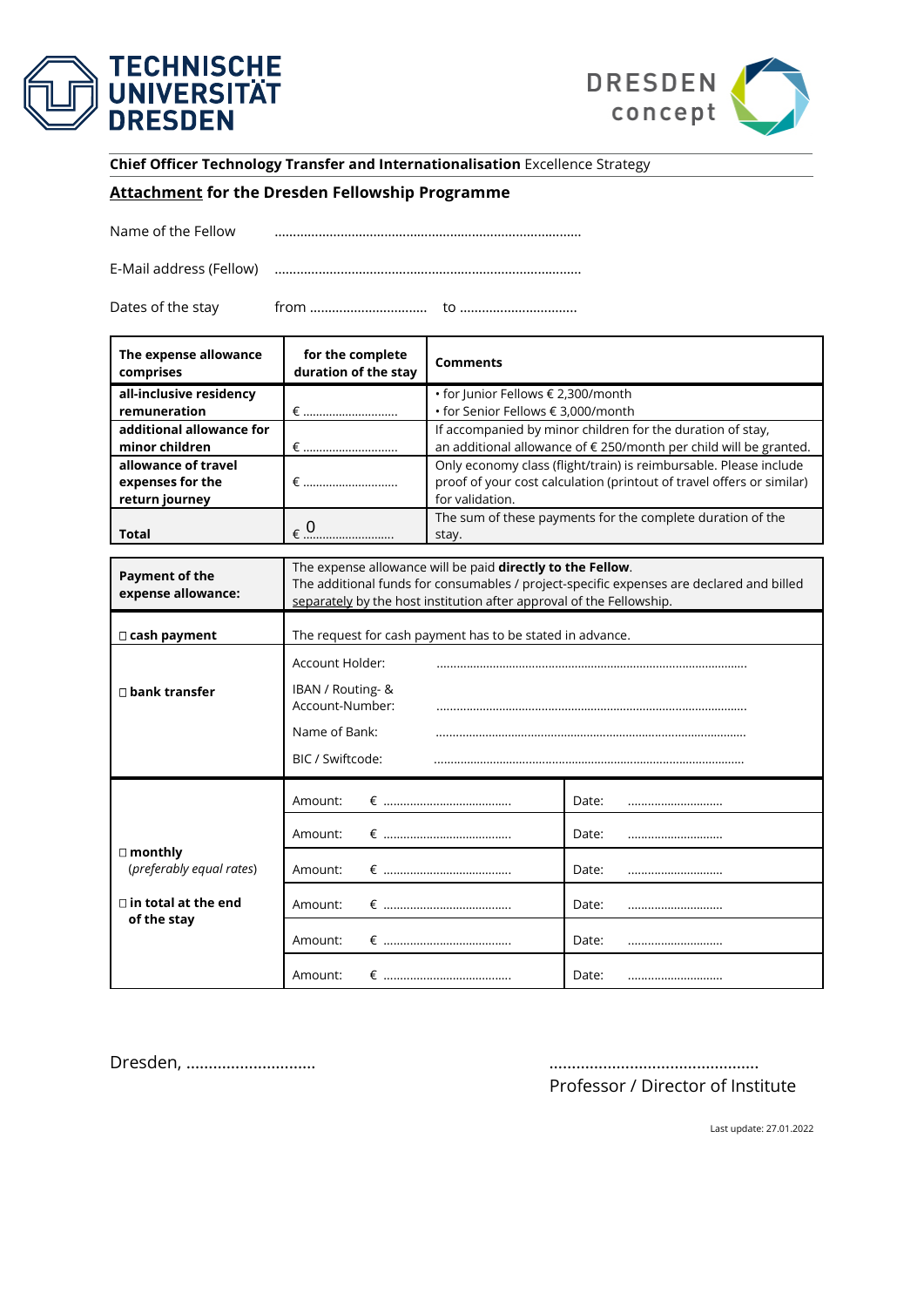TECHNISCHE UNIVERSITÄT DRESDEN

DRESDEN concept

**Chief Officer Technology Transfer and Internationalisation** Excellence Strategy

## Attachment for the Dresden Fellowship Programme

Name of the Fellow ..........................................................................................

E-Mail address (Fellow) ..........................................................................................

Dates of the stay from ................................ to ................................

| **The expense allowance comprises** | **for the complete duration of the stay** | **Comments** |
|---|---|---|
| **all-inclusive residency remuneration** | € ............................ | • for Junior Fellows € 2,300/month<br>• for Senior Fellows € 3,000/month |
| **additional allowance for minor children** | € ............................ | If accompanied by minor children for the duration of stay, an additional allowance of € 250/month per child will be granted. |
| **allowance of travel expenses for the return journey** | € ............................ | Only economy class (flight/train) is reimbursable. Please include proof of your cost calculation (printout of travel offers or similar) for validation. |
| **Total** | € 0 | The sum of these payments for the complete duration of the stay. |

| | | |
|---|---|---|
| **Payment of the expense allowance:** | The expense allowance will be paid **directly to the Fellow**.<br>The additional funds for consumables / project-specific expenses are declared and billed separately by the host institution after approval of the Fellowship. | |
| ☐ **cash payment** | The request for cash payment has to be stated in advance. | |
| ☐ **bank transfer** | Account Holder: ..........................................................................................<br>IBAN / Routing- & Account-Number: ..........................................................................................<br>Name of Bank: ..........................................................................................<br>BIC / Swiftcode: .......................................................................................... | |
| ☐ **monthly** (*preferably equal rates*)<br><br>☐ **in total at the end of the stay** | Amount: € ...................................... | Date: ............................ |
| | Amount: € ...................................... | Date: ............................ |
| | Amount: € ...................................... | Date: ............................ |
| | Amount: € ...................................... | Date: ............................ |
| | Amount: € ...................................... | Date: ............................ |
| | Amount: € ...................................... | Date: ............................ |

Dresden, ............................

..............................................
Professor / Director of Institute

Last update: 27.01.2022